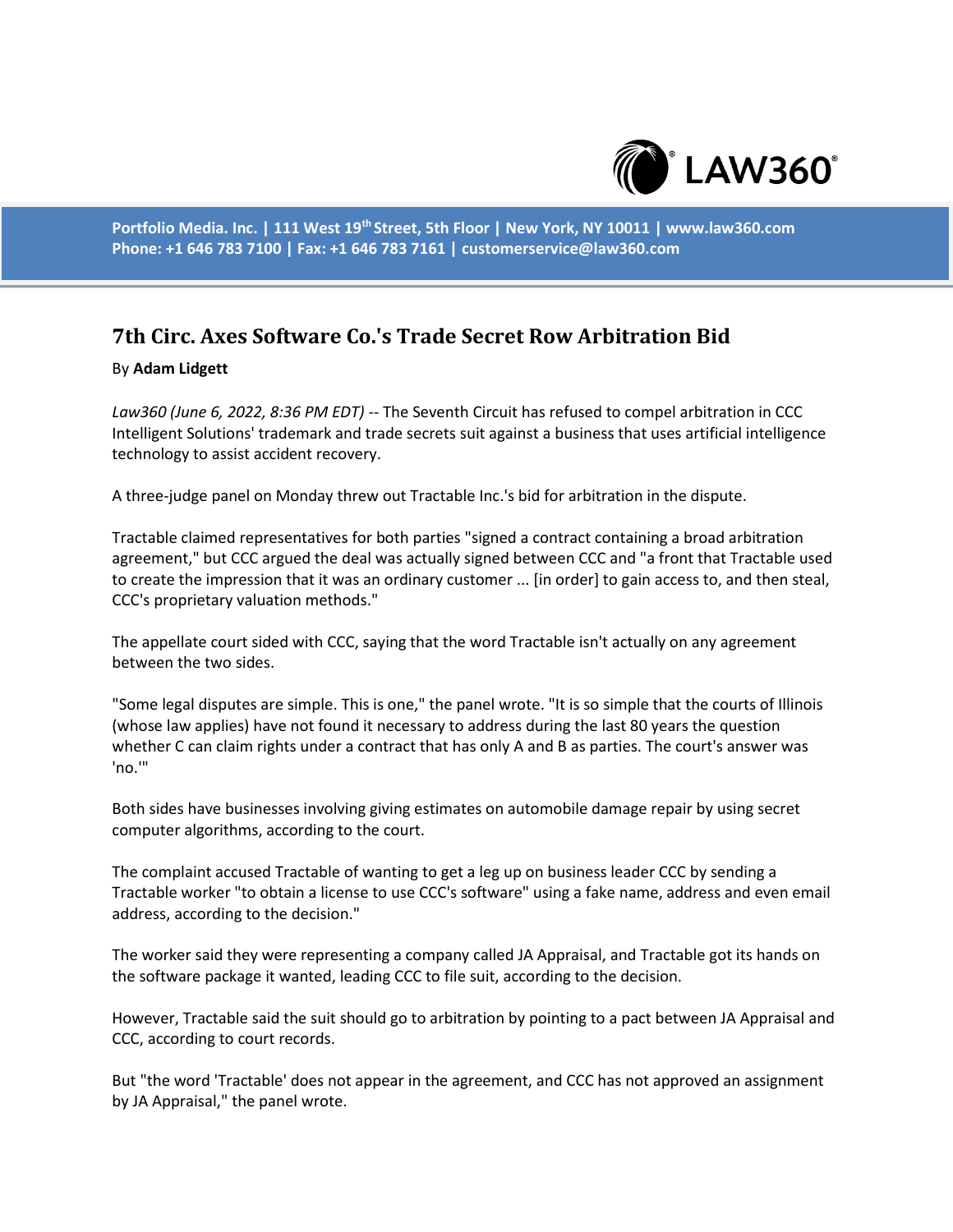# 7th Circ. Axes Software Co.'s Trade Secret Row Arbitration Bid

By **Adam Lidgett**

*Law360 (June 6, 2022, 8:36 PM EDT)* -- The Seventh Circuit has refused to compel arbitration in CCC Intelligent Solutions' trademark and trade secrets suit against a business that uses artificial intelligence technology to assist accident recovery.

A three-judge panel on Monday threw out Tractable Inc.'s bid for arbitration in the dispute.

Tractable claimed representatives for both parties "signed a contract containing a broad arbitration agreement," but CCC argued the deal was actually signed between CCC and "a front that Tractable used to create the impression that it was an ordinary customer ... [in order] to gain access to, and then steal, CCC's proprietary valuation methods."

The appellate court sided with CCC, saying that the word Tractable isn't actually on any agreement between the two sides.

"Some legal disputes are simple. This is one," the panel wrote. "It is so simple that the courts of Illinois (whose law applies) have not found it necessary to address during the last 80 years the question whether C can claim rights under a contract that has only A and B as parties. The court's answer was 'no.'"

Both sides have businesses involving giving estimates on automobile damage repair by using secret computer algorithms, according to the court.

The complaint accused Tractable of wanting to get a leg up on business leader CCC by sending a Tractable worker "to obtain a license to use CCC's software" using a fake name, address and even email address, according to the decision."

The worker said they were representing a company called JA Appraisal, and Tractable got its hands on the software package it wanted, leading CCC to file suit, according to the decision.

However, Tractable said the suit should go to arbitration by pointing to a pact between JA Appraisal and CCC, according to court records.

But "the word 'Tractable' does not appear in the agreement, and CCC has not approved an assignment by JA Appraisal," the panel wrote.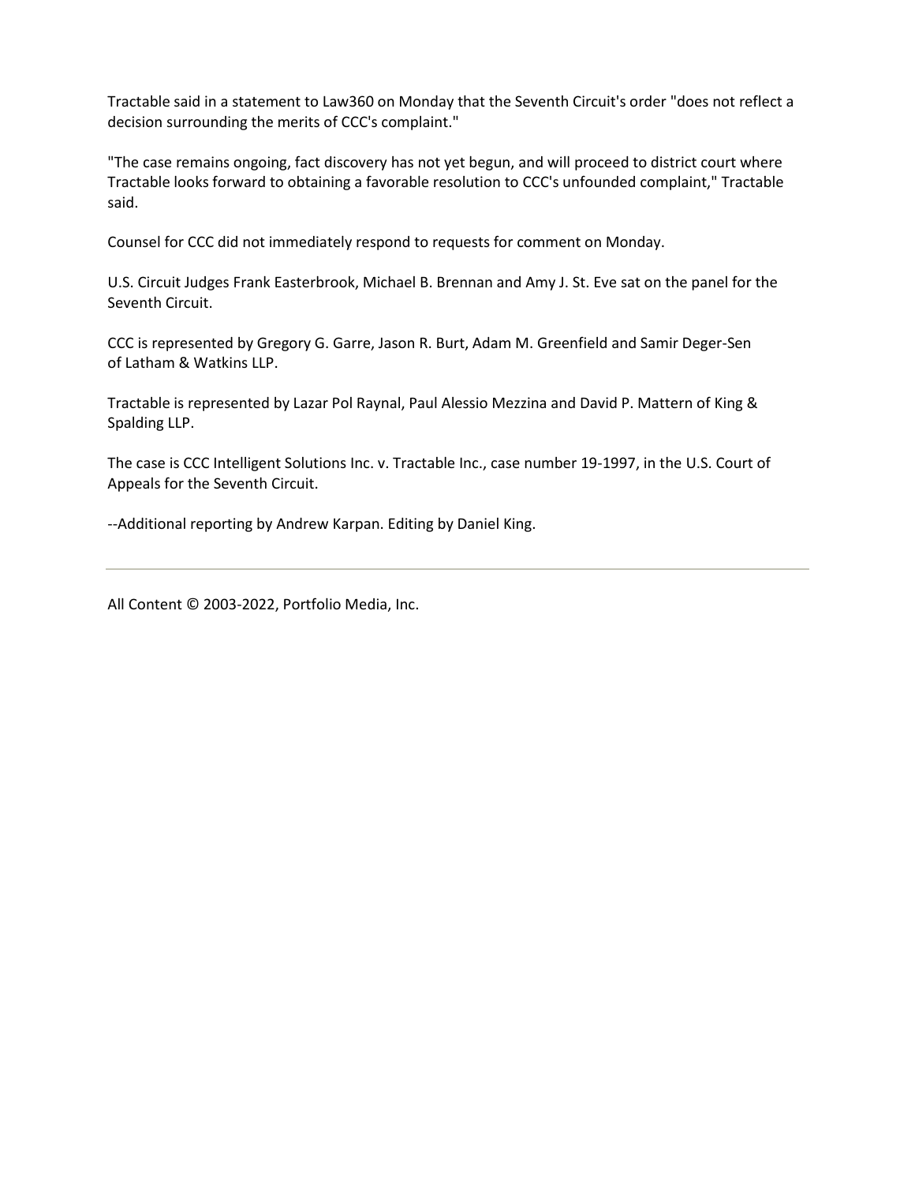Tractable said in a statement to Law360 on Monday that the Seventh Circuit's order "does not reflect a decision surrounding the merits of CCC's complaint."

"The case remains ongoing, fact discovery has not yet begun, and will proceed to district court where Tractable looks forward to obtaining a favorable resolution to CCC's unfounded complaint," Tractable said.

Counsel for CCC did not immediately respond to requests for comment on Monday.

U.S. Circuit Judges Frank Easterbrook, Michael B. Brennan and Amy J. St. Eve sat on the panel for the Seventh Circuit.

CCC is represented by Gregory G. Garre, Jason R. Burt, Adam M. Greenfield and Samir Deger-Sen of Latham & Watkins LLP.

Tractable is represented by Lazar Pol Raynal, Paul Alessio Mezzina and David P. Mattern of King & Spalding LLP.

The case is CCC Intelligent Solutions Inc. v. Tractable Inc., case number 19-1997, in the U.S. Court of Appeals for the Seventh Circuit.

--Additional reporting by Andrew Karpan. Editing by Daniel King.

---

All Content © 2003-2022, Portfolio Media, Inc.